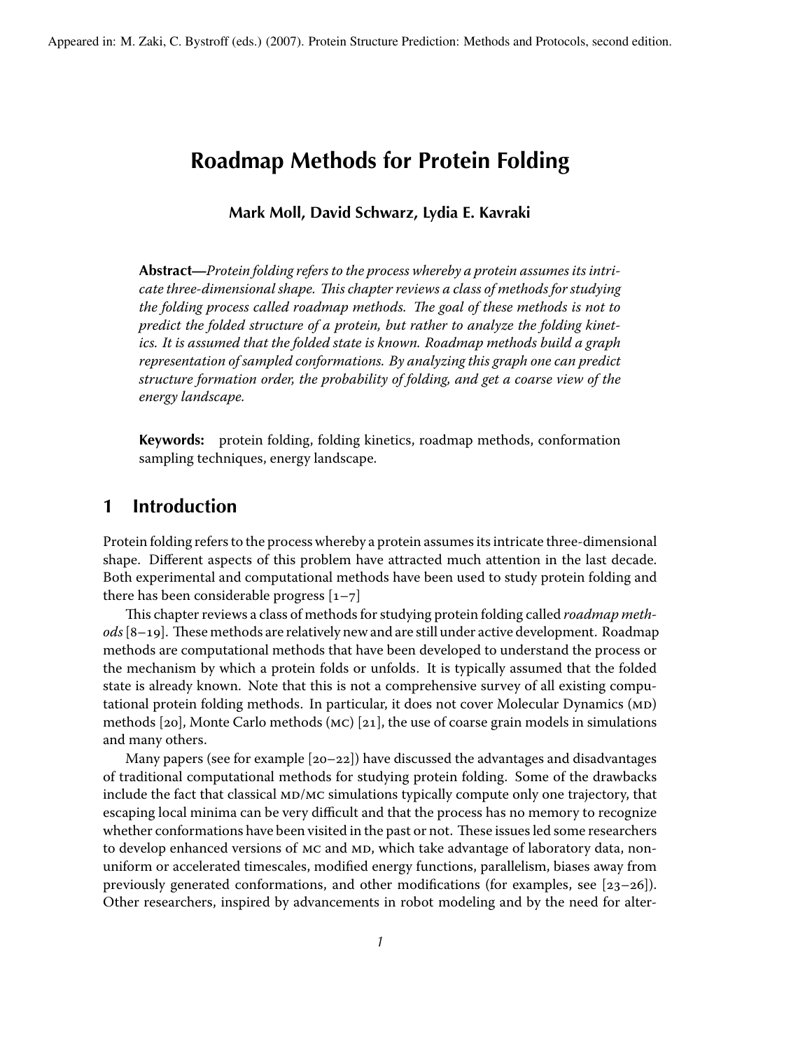Appeared in: M. Zaki, C. Bystroff (eds.) (2007). Protein Structure Prediction: Methods and Protocols, second edition.

# Roadmap Methods for Protein Folding

**Mark Moll, David Schwarz, Lydia E. Kavraki**

**Abstract—***Protein folding refers to the process whereby a protein assumes its intricate three-dimensional shape. This chapter reviews a class of methods for studying the folding process called roadmap methods. The goal of these methods is not to predict the folded structure of a protein, but rather to analyze the folding kinetics. It is assumed that the folded state is known. Roadmap methods build a graph representation of sampled conformations. By analyzing this graph one can predict structure formation order, the probability of folding, and get a coarse view of the energy landscape.*

**Keywords:** protein folding, folding kinetics, roadmap methods, conformation sampling techniques, energy landscape.

## 1 Introduction

Protein folding refers to the process whereby a protein assumes its intricate three-dimensional shape. Different aspects of this problem have attracted much attention in the last decade. Both experimental and computational methods have been used to study protein folding and there has been considerable progress [1–7]

This chapter reviews a class of methods for studying protein folding called *roadmap methods* [8–19]. These methods are relatively new and are still under active development. Roadmap methods are computational methods that have been developed to understand the process or the mechanism by which a protein folds or unfolds. It is typically assumed that the folded state is already known. Note that this is not a comprehensive survey of all existing computational protein folding methods. In particular, it does not cover Molecular Dynamics (MD) methods [20], Monte Carlo methods (MC) [21], the use of coarse grain models in simulations and many others.

Many papers (see for example [20–22]) have discussed the advantages and disadvantages of traditional computational methods for studying protein folding. Some of the drawbacks include the fact that classical MD/MC simulations typically compute only one trajectory, that escaping local minima can be very difficult and that the process has no memory to recognize whether conformations have been visited in the past or not. These issues led some researchers to develop enhanced versions of MC and MD, which take advantage of laboratory data, non-uniform or accelerated timescales, modified energy functions, parallelism, biases away from previously generated conformations, and other modifications (for examples, see [23–26]). Other researchers, inspired by advancements in robot modeling and by the need for alter-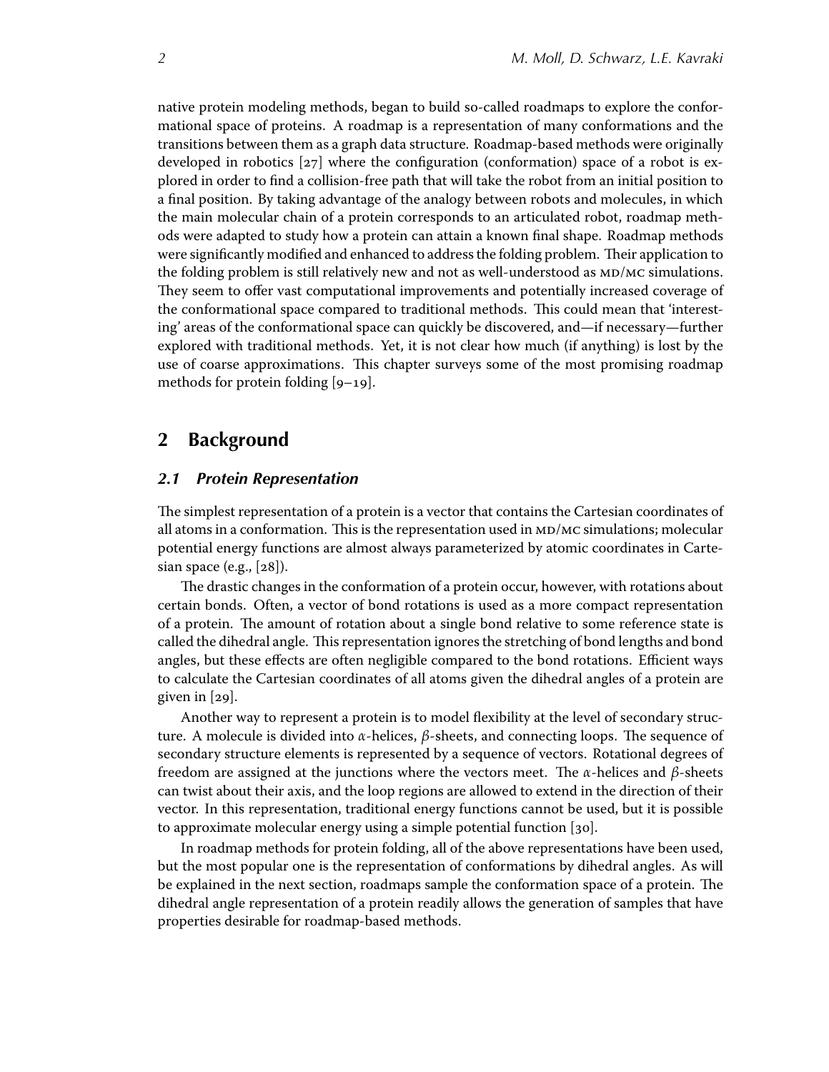native protein modeling methods, began to build so-called roadmaps to explore the conformational space of proteins. A roadmap is a representation of many conformations and the transitions between them as a graph data structure. Roadmap-based methods were originally developed in robotics [27] where the configuration (conformation) space of a robot is explored in order to find a collision-free path that will take the robot from an initial position to a final position. By taking advantage of the analogy between robots and molecules, in which the main molecular chain of a protein corresponds to an articulated robot, roadmap methods were adapted to study how a protein can attain a known final shape. Roadmap methods were significantly modified and enhanced to address the folding problem. Their application to the folding problem is still relatively new and not as well-understood as MD/MC simulations. They seem to offer vast computational improvements and potentially increased coverage of the conformational space compared to traditional methods. This could mean that 'interesting' areas of the conformational space can quickly be discovered, and—if necessary—further explored with traditional methods. Yet, it is not clear how much (if anything) is lost by the use of coarse approximations. This chapter surveys some of the most promising roadmap methods for protein folding [9–19].

## 2 Background

### 2.1 Protein Representation

The simplest representation of a protein is a vector that contains the Cartesian coordinates of all atoms in a conformation. This is the representation used in MD/MC simulations; molecular potential energy functions are almost always parameterized by atomic coordinates in Cartesian space (e.g., [28]).

The drastic changes in the conformation of a protein occur, however, with rotations about certain bonds. Often, a vector of bond rotations is used as a more compact representation of a protein. The amount of rotation about a single bond relative to some reference state is called the dihedral angle. This representation ignores the stretching of bond lengths and bond angles, but these effects are often negligible compared to the bond rotations. Efficient ways to calculate the Cartesian coordinates of all atoms given the dihedral angles of a protein are given in [29].

Another way to represent a protein is to model flexibility at the level of secondary structure. A molecule is divided into $\alpha$-helices, $\beta$-sheets, and connecting loops. The sequence of secondary structure elements is represented by a sequence of vectors. Rotational degrees of freedom are assigned at the junctions where the vectors meet. The $\alpha$-helices and $\beta$-sheets can twist about their axis, and the loop regions are allowed to extend in the direction of their vector. In this representation, traditional energy functions cannot be used, but it is possible to approximate molecular energy using a simple potential function [30].

In roadmap methods for protein folding, all of the above representations have been used, but the most popular one is the representation of conformations by dihedral angles. As will be explained in the next section, roadmaps sample the conformation space of a protein. The dihedral angle representation of a protein readily allows the generation of samples that have properties desirable for roadmap-based methods.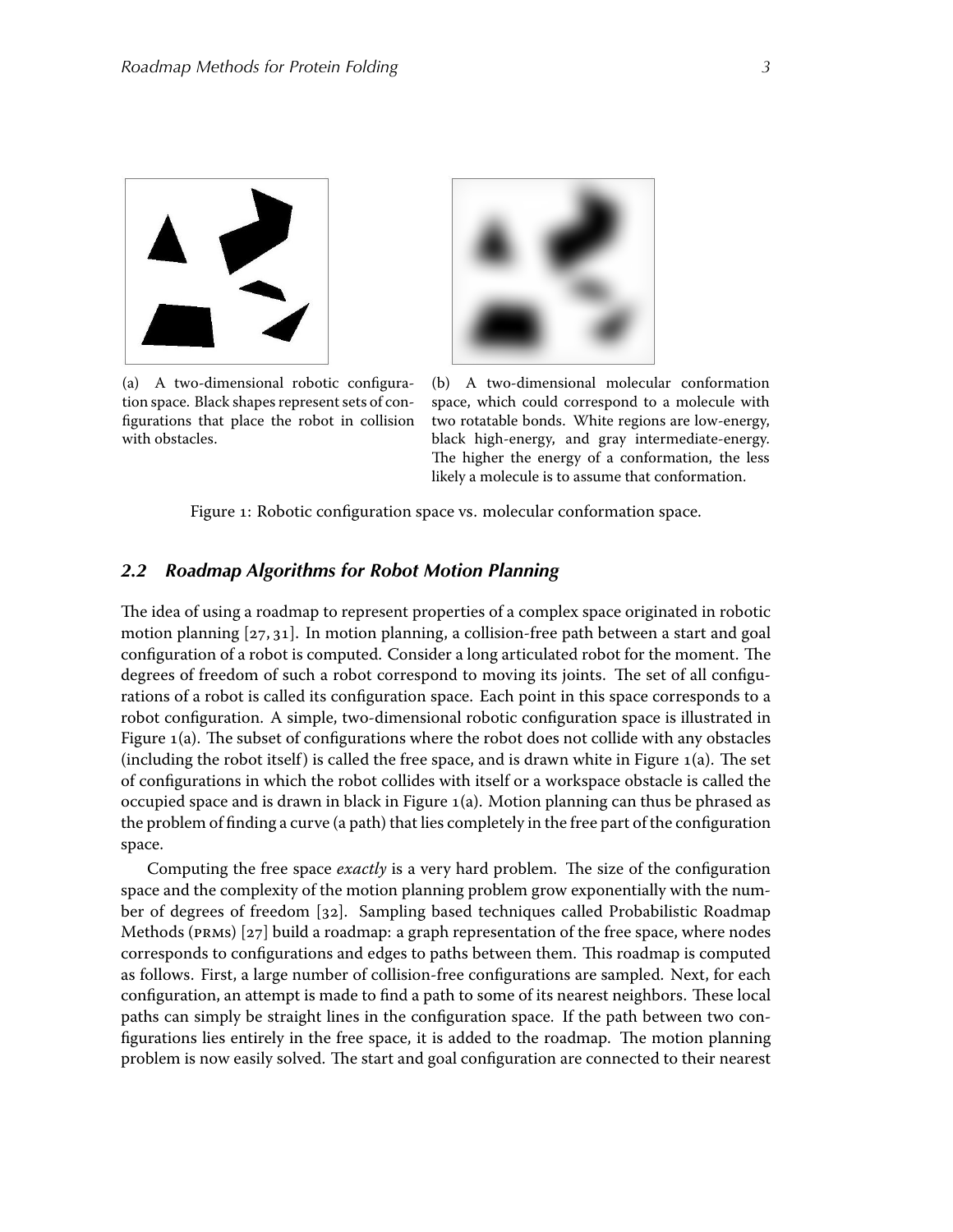(a) A two-dimensional robotic configuration space. Black shapes represent sets of configurations that place the robot in collision with obstacles.

(b) A two-dimensional molecular conformation space, which could correspond to a molecule with two rotatable bonds. White regions are low-energy, black high-energy, and gray intermediate-energy. The higher the energy of a conformation, the less likely a molecule is to assume that conformation.

Figure 1: Robotic configuration space vs. molecular conformation space.

### 2.2 Roadmap Algorithms for Robot Motion Planning

The idea of using a roadmap to represent properties of a complex space originated in robotic motion planning [27, 31]. In motion planning, a collision-free path between a start and goal configuration of a robot is computed. Consider a long articulated robot for the moment. The degrees of freedom of such a robot correspond to moving its joints. The set of all configurations of a robot is called its configuration space. Each point in this space corresponds to a robot configuration. A simple, two-dimensional robotic configuration space is illustrated in Figure 1(a). The subset of configurations where the robot does not collide with any obstacles (including the robot itself) is called the free space, and is drawn white in Figure 1(a). The set of configurations in which the robot collides with itself or a workspace obstacle is called the occupied space and is drawn in black in Figure 1(a). Motion planning can thus be phrased as the problem of finding a curve (a path) that lies completely in the free part of the configuration space.

Computing the free space *exactly* is a very hard problem. The size of the configuration space and the complexity of the motion planning problem grow exponentially with the number of degrees of freedom [32]. Sampling based techniques called Probabilistic Roadmap Methods (PRMs) [27] build a roadmap: a graph representation of the free space, where nodes corresponds to configurations and edges to paths between them. This roadmap is computed as follows. First, a large number of collision-free configurations are sampled. Next, for each configuration, an attempt is made to find a path to some of its nearest neighbors. These local paths can simply be straight lines in the configuration space. If the path between two configurations lies entirely in the free space, it is added to the roadmap. The motion planning problem is now easily solved. The start and goal configuration are connected to their nearest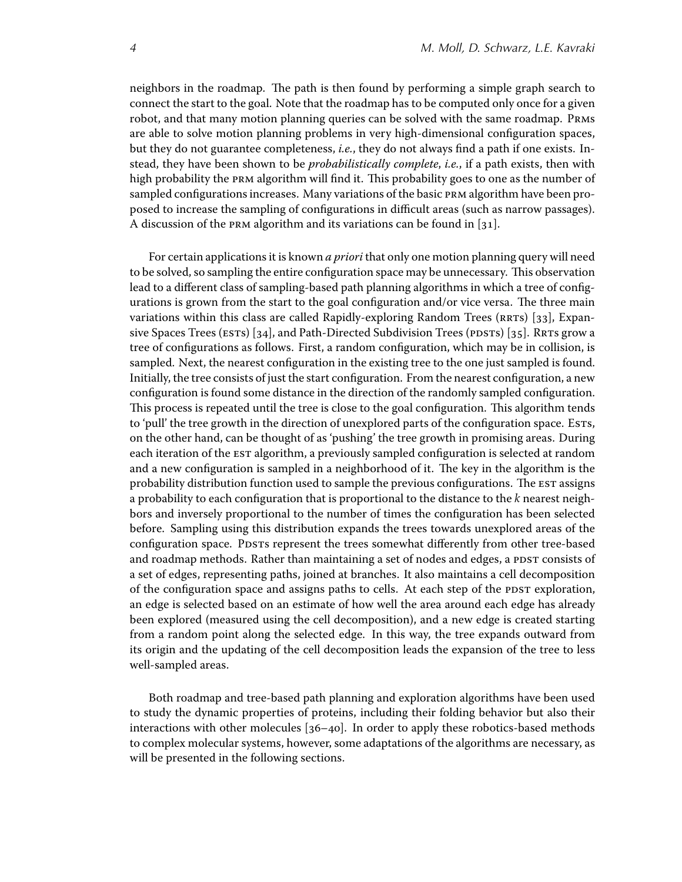neighbors in the roadmap. The path is then found by performing a simple graph search to connect the start to the goal. Note that the roadmap has to be computed only once for a given robot, and that many motion planning queries can be solved with the same roadmap. PRMs are able to solve motion planning problems in very high-dimensional configuration spaces, but they do not guarantee completeness, *i.e.*, they do not always find a path if one exists. Instead, they have been shown to be *probabilistically complete*, *i.e.*, if a path exists, then with high probability the PRM algorithm will find it. This probability goes to one as the number of sampled configurations increases. Many variations of the basic PRM algorithm have been proposed to increase the sampling of configurations in difficult areas (such as narrow passages). A discussion of the PRM algorithm and its variations can be found in [31].

For certain applications it is known *a priori* that only one motion planning query will need to be solved, so sampling the entire configuration space may be unnecessary. This observation lead to a different class of sampling-based path planning algorithms in which a tree of configurations is grown from the start to the goal configuration and/or vice versa. The three main variations within this class are called Rapidly-exploring Random Trees (RRTs) [33], Expansive Spaces Trees (ESTs) [34], and Path-Directed Subdivision Trees (PDSTs) [35]. RRTs grow a tree of configurations as follows. First, a random configuration, which may be in collision, is sampled. Next, the nearest configuration in the existing tree to the one just sampled is found. Initially, the tree consists of just the start configuration. From the nearest configuration, a new configuration is found some distance in the direction of the randomly sampled configuration. This process is repeated until the tree is close to the goal configuration. This algorithm tends to 'pull' the tree growth in the direction of unexplored parts of the configuration space. ESTs, on the other hand, can be thought of as 'pushing' the tree growth in promising areas. During each iteration of the EST algorithm, a previously sampled configuration is selected at random and a new configuration is sampled in a neighborhood of it. The key in the algorithm is the probability distribution function used to sample the previous configurations. The EST assigns a probability to each configuration that is proportional to the distance to the $k$ nearest neighbors and inversely proportional to the number of times the configuration has been selected before. Sampling using this distribution expands the trees towards unexplored areas of the configuration space. PDSTs represent the trees somewhat differently from other tree-based and roadmap methods. Rather than maintaining a set of nodes and edges, a PDST consists of a set of edges, representing paths, joined at branches. It also maintains a cell decomposition of the configuration space and assigns paths to cells. At each step of the PDST exploration, an edge is selected based on an estimate of how well the area around each edge has already been explored (measured using the cell decomposition), and a new edge is created starting from a random point along the selected edge. In this way, the tree expands outward from its origin and the updating of the cell decomposition leads the expansion of the tree to less well-sampled areas.

Both roadmap and tree-based path planning and exploration algorithms have been used to study the dynamic properties of proteins, including their folding behavior but also their interactions with other molecules [36–40]. In order to apply these robotics-based methods to complex molecular systems, however, some adaptations of the algorithms are necessary, as will be presented in the following sections.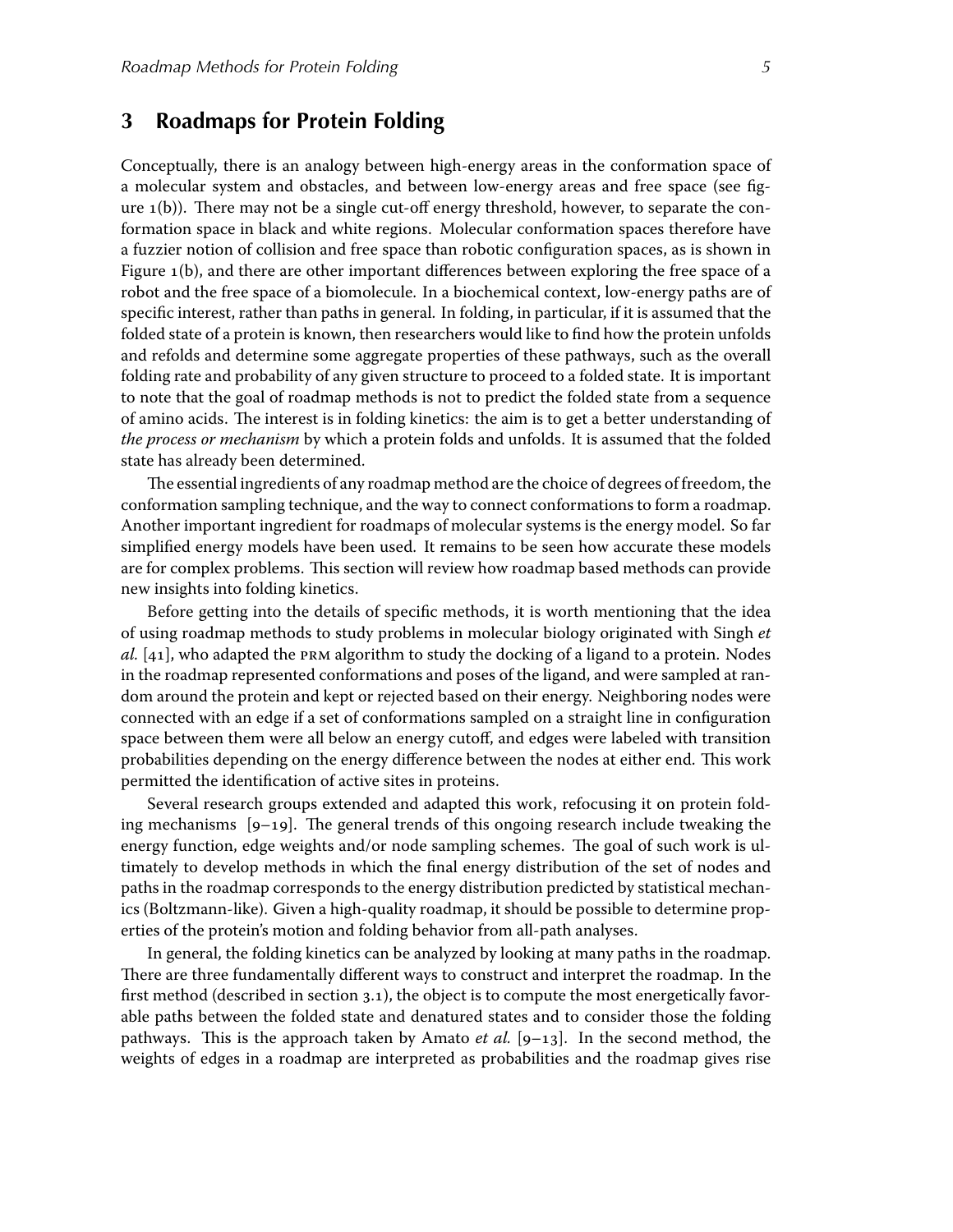## 3 Roadmaps for Protein Folding

Conceptually, there is an analogy between high-energy areas in the conformation space of a molecular system and obstacles, and between low-energy areas and free space (see figure 1(b)). There may not be a single cut-off energy threshold, however, to separate the conformation space in black and white regions. Molecular conformation spaces therefore have a fuzzier notion of collision and free space than robotic configuration spaces, as is shown in Figure 1(b), and there are other important differences between exploring the free space of a robot and the free space of a biomolecule. In a biochemical context, low-energy paths are of specific interest, rather than paths in general. In folding, in particular, if it is assumed that the folded state of a protein is known, then researchers would like to find how the protein unfolds and refolds and determine some aggregate properties of these pathways, such as the overall folding rate and probability of any given structure to proceed to a folded state. It is important to note that the goal of roadmap methods is not to predict the folded state from a sequence of amino acids. The interest is in folding kinetics: the aim is to get a better understanding of *the process or mechanism* by which a protein folds and unfolds. It is assumed that the folded state has already been determined.

The essential ingredients of any roadmap method are the choice of degrees of freedom, the conformation sampling technique, and the way to connect conformations to form a roadmap. Another important ingredient for roadmaps of molecular systems is the energy model. So far simplified energy models have been used. It remains to be seen how accurate these models are for complex problems. This section will review how roadmap based methods can provide new insights into folding kinetics.

Before getting into the details of specific methods, it is worth mentioning that the idea of using roadmap methods to study problems in molecular biology originated with Singh *et al.* [41], who adapted the PRM algorithm to study the docking of a ligand to a protein. Nodes in the roadmap represented conformations and poses of the ligand, and were sampled at random around the protein and kept or rejected based on their energy. Neighboring nodes were connected with an edge if a set of conformations sampled on a straight line in configuration space between them were all below an energy cutoff, and edges were labeled with transition probabilities depending on the energy difference between the nodes at either end. This work permitted the identification of active sites in proteins.

Several research groups extended and adapted this work, refocusing it on protein folding mechanisms [9–19]. The general trends of this ongoing research include tweaking the energy function, edge weights and/or node sampling schemes. The goal of such work is ultimately to develop methods in which the final energy distribution of the set of nodes and paths in the roadmap corresponds to the energy distribution predicted by statistical mechanics (Boltzmann-like). Given a high-quality roadmap, it should be possible to determine properties of the protein's motion and folding behavior from all-path analyses.

In general, the folding kinetics can be analyzed by looking at many paths in the roadmap. There are three fundamentally different ways to construct and interpret the roadmap. In the first method (described in section 3.1), the object is to compute the most energetically favorable paths between the folded state and denatured states and to consider those the folding pathways. This is the approach taken by Amato *et al.* [9–13]. In the second method, the weights of edges in a roadmap are interpreted as probabilities and the roadmap gives rise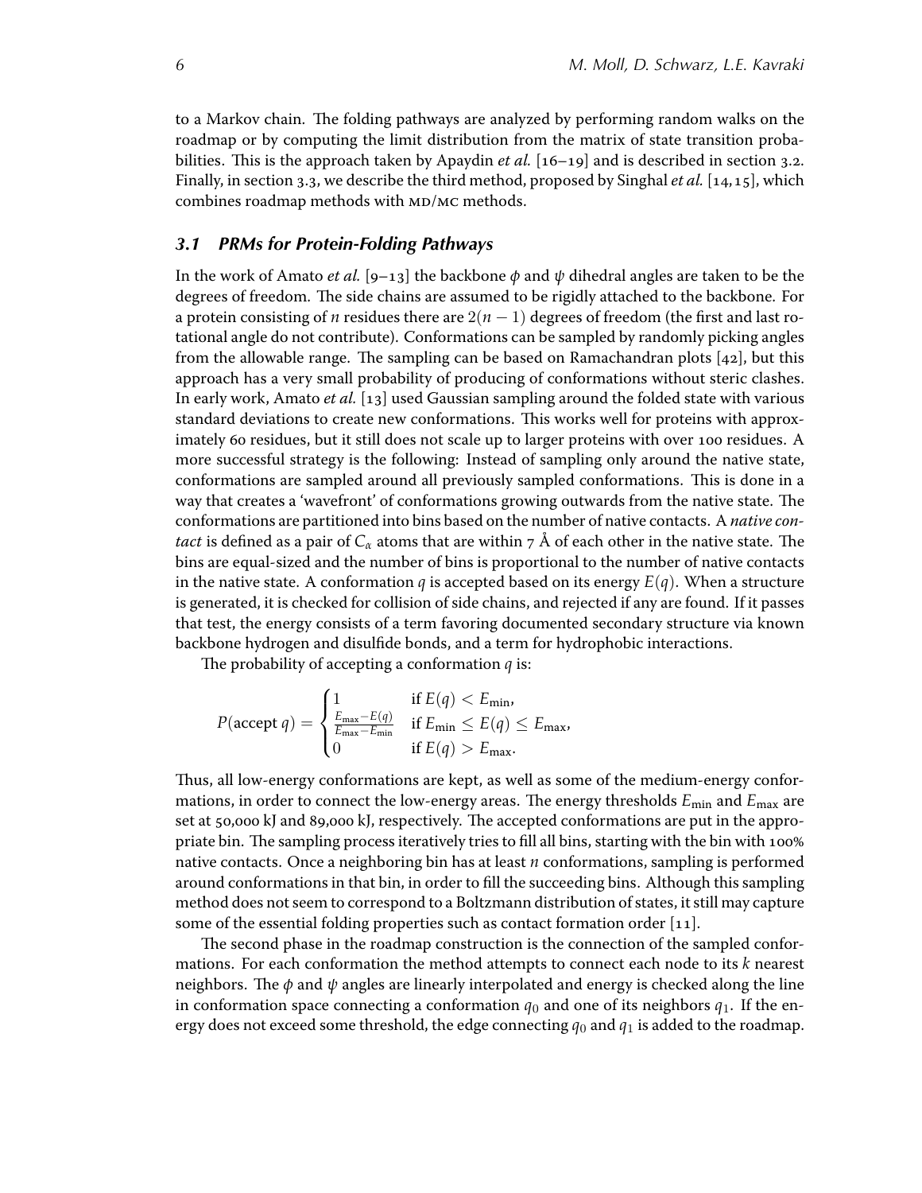to a Markov chain. The folding pathways are analyzed by performing random walks on the roadmap or by computing the limit distribution from the matrix of state transition probabilities. This is the approach taken by Apaydin *et al.* [16–19] and is described in section 3.2. Finally, in section 3.3, we describe the third method, proposed by Singhal *et al.* [14,15], which combines roadmap methods with MD/MC methods.

### *3.1 PRMs for Protein-Folding Pathways*

In the work of Amato *et al.* [9–13] the backbone $\phi$ and $\psi$ dihedral angles are taken to be the degrees of freedom. The side chains are assumed to be rigidly attached to the backbone. For a protein consisting of $n$ residues there are $2(n-1)$ degrees of freedom (the first and last rotational angle do not contribute). Conformations can be sampled by randomly picking angles from the allowable range. The sampling can be based on Ramachandran plots [42], but this approach has a very small probability of producing of conformations without steric clashes. In early work, Amato *et al.* [13] used Gaussian sampling around the folded state with various standard deviations to create new conformations. This works well for proteins with approximately 60 residues, but it still does not scale up to larger proteins with over 100 residues. A more successful strategy is the following: Instead of sampling only around the native state, conformations are sampled around all previously sampled conformations. This is done in a way that creates a 'wavefront' of conformations growing outwards from the native state. The conformations are partitioned into bins based on the number of native contacts. A *native contact* is defined as a pair of $C_\alpha$ atoms that are within 7 Å of each other in the native state. The bins are equal-sized and the number of bins is proportional to the number of native contacts in the native state. A conformation $q$ is accepted based on its energy $E(q)$. When a structure is generated, it is checked for collision of side chains, and rejected if any are found. If it passes that test, the energy consists of a term favoring documented secondary structure via known backbone hydrogen and disulfide bonds, and a term for hydrophobic interactions.

The probability of accepting a conformation $q$ is:

$$P(\text{accept } q) = \begin{cases} 1 & \text{if } E(q) < E_{\min}, \\ \frac{E_{\max} - E(q)}{E_{\max} - E_{\min}} & \text{if } E_{\min} \leq E(q) \leq E_{\max}, \\ 0 & \text{if } E(q) > E_{\max}. \end{cases}$$

Thus, all low-energy conformations are kept, as well as some of the medium-energy conformations, in order to connect the low-energy areas. The energy thresholds $E_{\min}$ and $E_{\max}$ are set at 50,000 kJ and 89,000 kJ, respectively. The accepted conformations are put in the appropriate bin. The sampling process iteratively tries to fill all bins, starting with the bin with 100% native contacts. Once a neighboring bin has at least $n$ conformations, sampling is performed around conformations in that bin, in order to fill the succeeding bins. Although this sampling method does not seem to correspond to a Boltzmann distribution of states, it still may capture some of the essential folding properties such as contact formation order [11].

The second phase in the roadmap construction is the connection of the sampled conformations. For each conformation the method attempts to connect each node to its $k$ nearest neighbors. The $\phi$ and $\psi$ angles are linearly interpolated and energy is checked along the line in conformation space connecting a conformation $q_0$ and one of its neighbors $q_1$. If the energy does not exceed some threshold, the edge connecting $q_0$ and $q_1$ is added to the roadmap.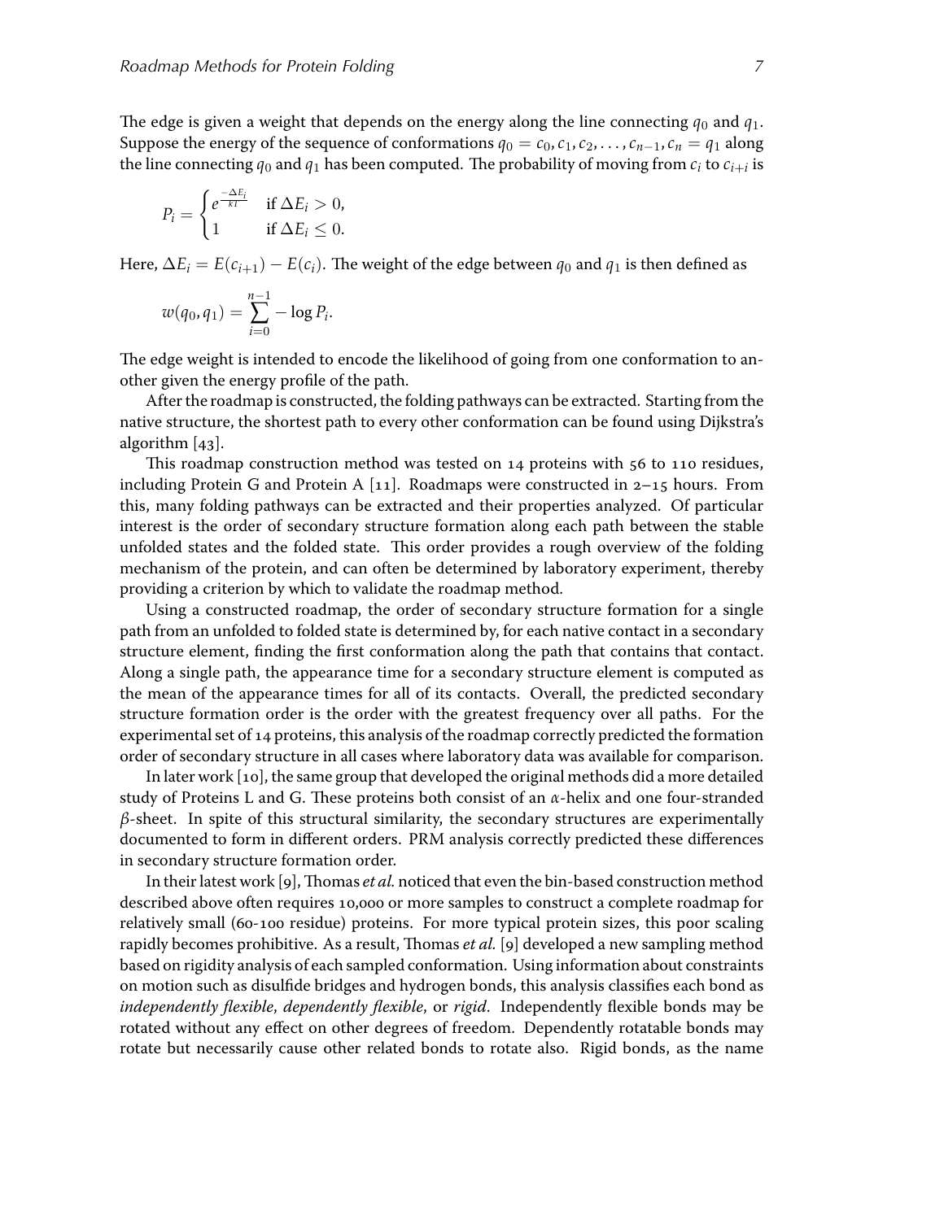The edge is given a weight that depends on the energy along the line connecting $q_0$ and $q_1$. Suppose the energy of the sequence of conformations $q_0 = c_0, c_1, c_2, \ldots, c_{n-1}, c_n = q_1$ along the line connecting $q_0$ and $q_1$ has been computed. The probability of moving from $c_i$ to $c_{i+i}$ is

$$P_i = \begin{cases} e^{\frac{-\Delta E_i}{kT}} & \text{if } \Delta E_i > 0, \\ 1 & \text{if } \Delta E_i \leq 0. \end{cases}$$

Here, $\Delta E_i = E(c_{i+1}) - E(c_i)$. The weight of the edge between $q_0$ and $q_1$ is then defined as

$$w(q_0, q_1) = \sum_{i=0}^{n-1} - \log P_i.$$

The edge weight is intended to encode the likelihood of going from one conformation to another given the energy profile of the path.

After the roadmap is constructed, the folding pathways can be extracted. Starting from the native structure, the shortest path to every other conformation can be found using Dijkstra's algorithm [43].

This roadmap construction method was tested on 14 proteins with 56 to 110 residues, including Protein G and Protein A [11]. Roadmaps were constructed in 2–15 hours. From this, many folding pathways can be extracted and their properties analyzed. Of particular interest is the order of secondary structure formation along each path between the stable unfolded states and the folded state. This order provides a rough overview of the folding mechanism of the protein, and can often be determined by laboratory experiment, thereby providing a criterion by which to validate the roadmap method.

Using a constructed roadmap, the order of secondary structure formation for a single path from an unfolded to folded state is determined by, for each native contact in a secondary structure element, finding the first conformation along the path that contains that contact. Along a single path, the appearance time for a secondary structure element is computed as the mean of the appearance times for all of its contacts. Overall, the predicted secondary structure formation order is the order with the greatest frequency over all paths. For the experimental set of 14 proteins, this analysis of the roadmap correctly predicted the formation order of secondary structure in all cases where laboratory data was available for comparison.

In later work [10], the same group that developed the original methods did a more detailed study of Proteins L and G. These proteins both consist of an $\alpha$-helix and one four-stranded $\beta$-sheet. In spite of this structural similarity, the secondary structures are experimentally documented to form in different orders. PRM analysis correctly predicted these differences in secondary structure formation order.

In their latest work [9], Thomas *et al.* noticed that even the bin-based construction method described above often requires 10,000 or more samples to construct a complete roadmap for relatively small (60-100 residue) proteins. For more typical protein sizes, this poor scaling rapidly becomes prohibitive. As a result, Thomas *et al.* [9] developed a new sampling method based on rigidity analysis of each sampled conformation. Using information about constraints on motion such as disulfide bridges and hydrogen bonds, this analysis classifies each bond as *independently flexible*, *dependently flexible*, or *rigid*. Independently flexible bonds may be rotated without any effect on other degrees of freedom. Dependently rotatable bonds may rotate but necessarily cause other related bonds to rotate also. Rigid bonds, as the name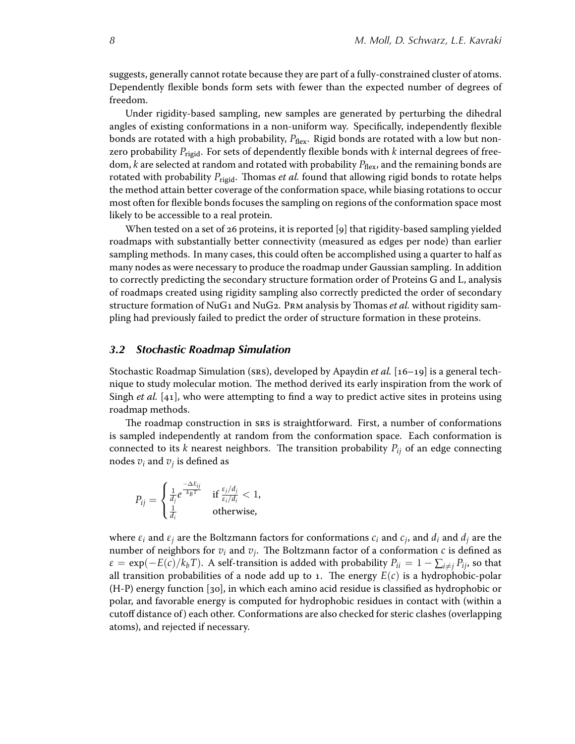suggests, generally cannot rotate because they are part of a fully-constrained cluster of atoms. Dependently flexible bonds form sets with fewer than the expected number of degrees of freedom.

Under rigidity-based sampling, new samples are generated by perturbing the dihedral angles of existing conformations in a non-uniform way. Specifically, independently flexible bonds are rotated with a high probability, $P_{\text{flex}}$. Rigid bonds are rotated with a low but non-zero probability $P_{\text{rigid}}$. For sets of dependently flexible bonds with $k$ internal degrees of freedom, $k$ are selected at random and rotated with probability $P_{\text{flex}}$, and the remaining bonds are rotated with probability $P_{\text{rigid}}$. Thomas *et al.* found that allowing rigid bonds to rotate helps the method attain better coverage of the conformation space, while biasing rotations to occur most often for flexible bonds focuses the sampling on regions of the conformation space most likely to be accessible to a real protein.

When tested on a set of 26 proteins, it is reported [9] that rigidity-based sampling yielded roadmaps with substantially better connectivity (measured as edges per node) than earlier sampling methods. In many cases, this could often be accomplished using a quarter to half as many nodes as were necessary to produce the roadmap under Gaussian sampling. In addition to correctly predicting the secondary structure formation order of Proteins G and L, analysis of roadmaps created using rigidity sampling also correctly predicted the order of secondary structure formation of NuG1 and NuG2. PRM analysis by Thomas *et al.* without rigidity sampling had previously failed to predict the order of structure formation in these proteins.

### 3.2 Stochastic Roadmap Simulation

Stochastic Roadmap Simulation (SRS), developed by Apaydin *et al.* [16–19] is a general technique to study molecular motion. The method derived its early inspiration from the work of Singh *et al.* [41], who were attempting to find a way to predict active sites in proteins using roadmap methods.

The roadmap construction in SRS is straightforward. First, a number of conformations is sampled independently at random from the conformation space. Each conformation is connected to its $k$ nearest neighbors. The transition probability $P_{ij}$ of an edge connecting nodes $v_i$ and $v_j$ is defined as

$$P_{ij} = \begin{cases} \frac{1}{d_j} e^{\frac{-\Delta E_{ij}}{k_B T}} & \text{if } \frac{\varepsilon_j / d_j}{\varepsilon_i / d_i} < 1, \\ \frac{1}{d_i} & \text{otherwise,} \end{cases}$$

where $\varepsilon_i$ and $\varepsilon_j$ are the Boltzmann factors for conformations $c_i$ and $c_j$, and $d_i$ and $d_j$ are the number of neighbors for $v_i$ and $v_j$. The Boltzmann factor of a conformation $c$ is defined as $\varepsilon = \exp(-E(c)/k_b T)$. A self-transition is added with probability $P_{ii} = 1 - \sum_{i \neq j} P_{ij}$, so that all transition probabilities of a node add up to 1. The energy $E(c)$ is a hydrophobic-polar (H-P) energy function [30], in which each amino acid residue is classified as hydrophobic or polar, and favorable energy is computed for hydrophobic residues in contact with (within a cutoff distance of) each other. Conformations are also checked for steric clashes (overlapping atoms), and rejected if necessary.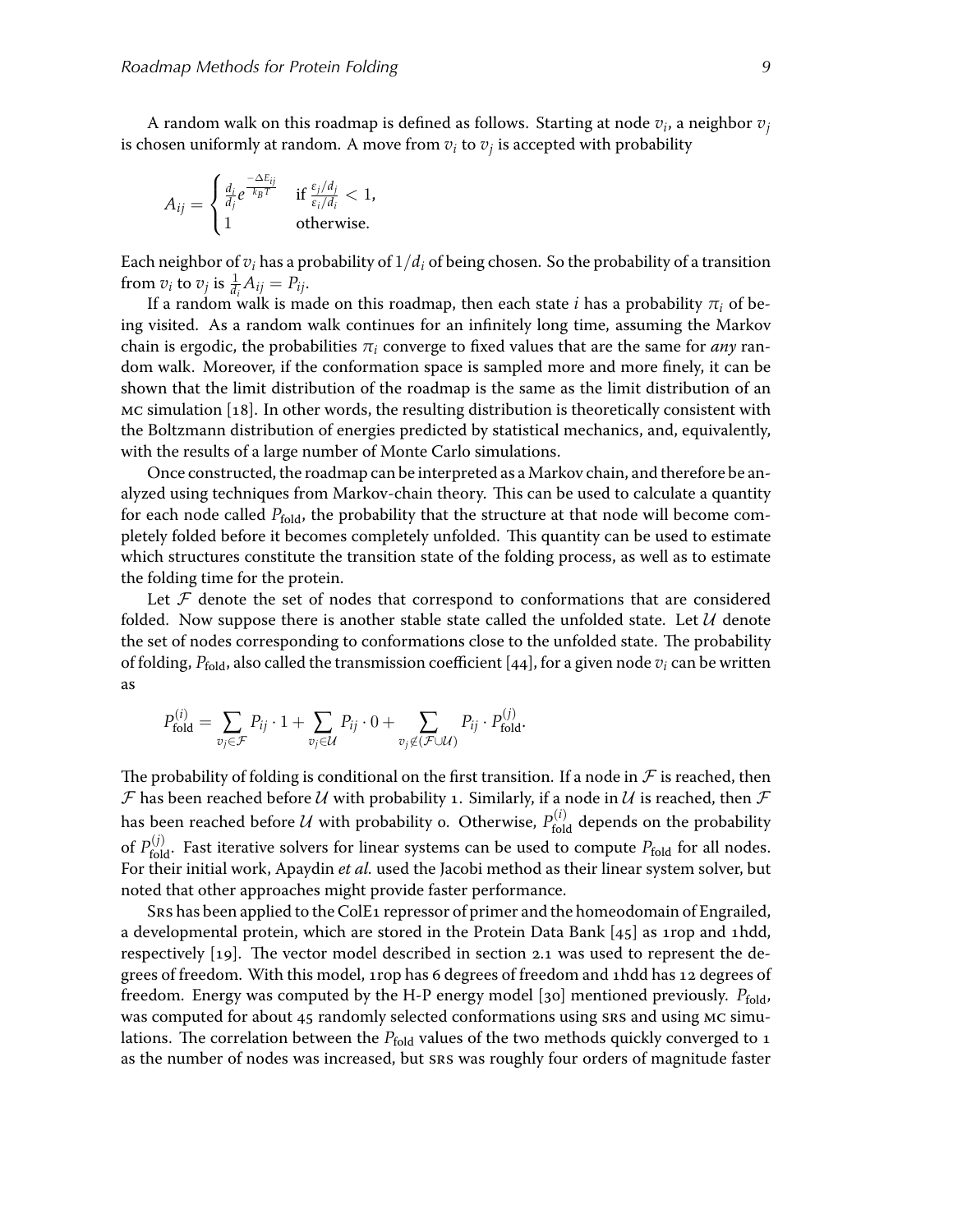A random walk on this roadmap is defined as follows. Starting at node $v_i$, a neighbor $v_j$ is chosen uniformly at random. A move from $v_i$ to $v_j$ is accepted with probability

$$A_{ij} = \begin{cases} \frac{d_i}{d_j} e^{\frac{-\Delta E_{ij}}{k_B T}} & \text{if } \frac{\varepsilon_j / d_j}{\varepsilon_i / d_i} < 1, \\ 1 & \text{otherwise.} \end{cases}$$

Each neighbor of $v_i$ has a probability of $1/d_i$ of being chosen. So the probability of a transition from $v_i$ to $v_j$ is $\frac{1}{d_i} A_{ij} = P_{ij}$.

If a random walk is made on this roadmap, then each state $i$ has a probability $\pi_i$ of being visited. As a random walk continues for an infinitely long time, assuming the Markov chain is ergodic, the probabilities $\pi_i$ converge to fixed values that are the same for *any* random walk. Moreover, if the conformation space is sampled more and more finely, it can be shown that the limit distribution of the roadmap is the same as the limit distribution of an MC simulation [18]. In other words, the resulting distribution is theoretically consistent with the Boltzmann distribution of energies predicted by statistical mechanics, and, equivalently, with the results of a large number of Monte Carlo simulations.

Once constructed, the roadmap can be interpreted as a Markov chain, and therefore be analyzed using techniques from Markov-chain theory. This can be used to calculate a quantity for each node called $P_{\text{fold}}$, the probability that the structure at that node will become completely folded before it becomes completely unfolded. This quantity can be used to estimate which structures constitute the transition state of the folding process, as well as to estimate the folding time for the protein.

Let $\mathcal{F}$ denote the set of nodes that correspond to conformations that are considered folded. Now suppose there is another stable state called the unfolded state. Let $\mathcal{U}$ denote the set of nodes corresponding to conformations close to the unfolded state. The probability of folding, $P_{\text{fold}}$, also called the transmission coefficient [44], for a given node $v_i$ can be written as

$$P_{\text{fold}}^{(i)} = \sum_{v_j \in \mathcal{F}} P_{ij} \cdot 1 + \sum_{v_j \in \mathcal{U}} P_{ij} \cdot 0 + \sum_{v_j \notin (\mathcal{F} \cup \mathcal{U})} P_{ij} \cdot P_{\text{fold}}^{(j)}.$$

The probability of folding is conditional on the first transition. If a node in $\mathcal{F}$ is reached, then $\mathcal{F}$ has been reached before $\mathcal{U}$ with probability 1. Similarly, if a node in $\mathcal{U}$ is reached, then $\mathcal{F}$ has been reached before $\mathcal{U}$ with probability 0. Otherwise, $P_{\text{fold}}^{(i)}$ depends on the probability of $P_{\text{fold}}^{(j)}$. Fast iterative solvers for linear systems can be used to compute $P_{\text{fold}}$ for all nodes. For their initial work, Apaydin *et al.* used the Jacobi method as their linear system solver, but noted that other approaches might provide faster performance.

SRS has been applied to the ColE1 repressor of primer and the homeodomain of Engrailed, a developmental protein, which are stored in the Protein Data Bank [45] as 1rop and 1hdd, respectively [19]. The vector model described in section 2.1 was used to represent the degrees of freedom. With this model, 1rop has 6 degrees of freedom and 1hdd has 12 degrees of freedom. Energy was computed by the H-P energy model [30] mentioned previously. $P_{\text{fold}}$, was computed for about 45 randomly selected conformations using SRS and using MC simulations. The correlation between the $P_{\text{fold}}$ values of the two methods quickly converged to 1 as the number of nodes was increased, but SRS was roughly four orders of magnitude faster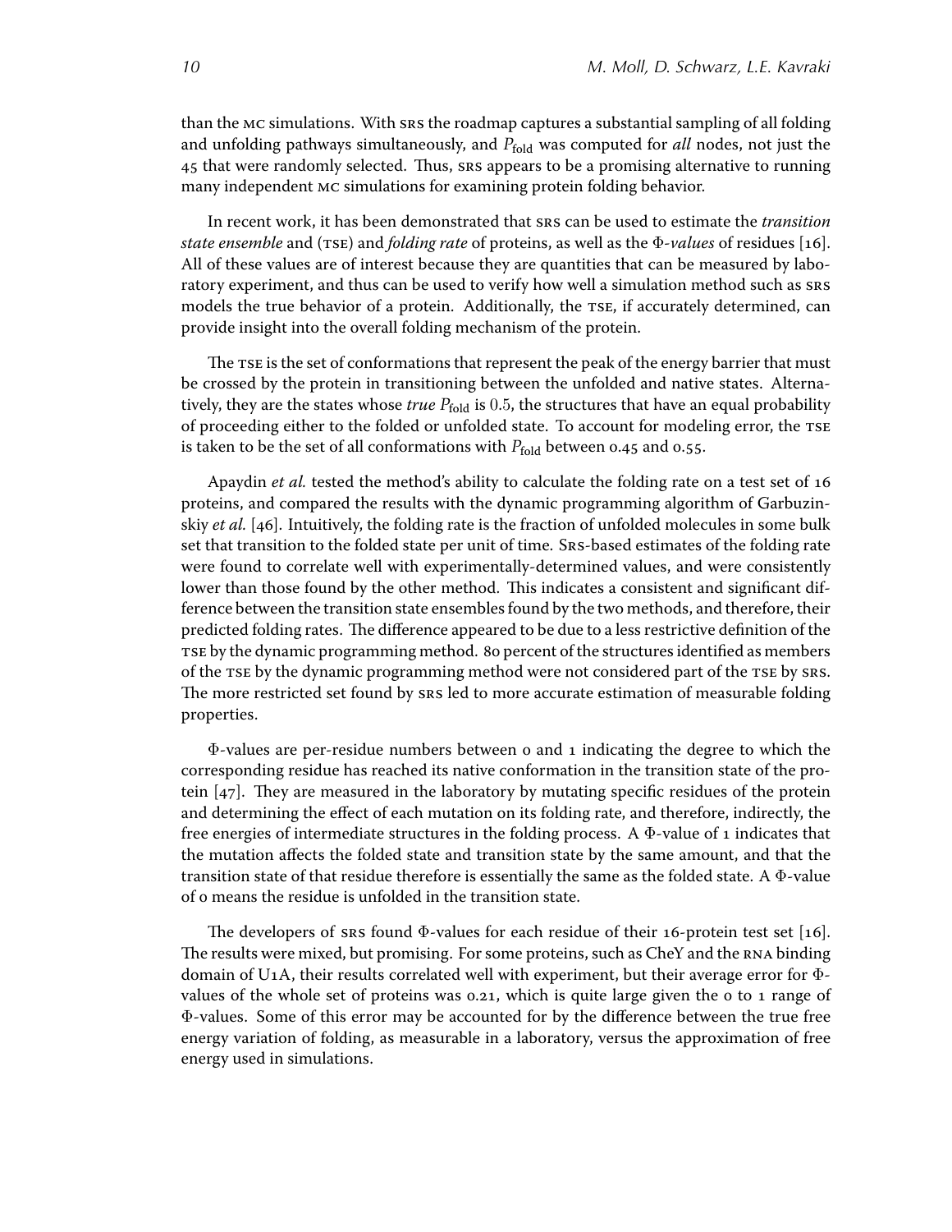than the MC simulations. With SRS the roadmap captures a substantial sampling of all folding and unfolding pathways simultaneously, and $P_{\text{fold}}$ was computed for *all* nodes, not just the 45 that were randomly selected. Thus, SRS appears to be a promising alternative to running many independent MC simulations for examining protein folding behavior.

In recent work, it has been demonstrated that SRS can be used to estimate the *transition state ensemble* and (TSE) and *folding rate* of proteins, as well as the $\Phi$-*values* of residues [16]. All of these values are of interest because they are quantities that can be measured by laboratory experiment, and thus can be used to verify how well a simulation method such as SRS models the true behavior of a protein. Additionally, the TSE, if accurately determined, can provide insight into the overall folding mechanism of the protein.

The TSE is the set of conformations that represent the peak of the energy barrier that must be crossed by the protein in transitioning between the unfolded and native states. Alternatively, they are the states whose *true* $P_{\text{fold}}$ is $0.5$, the structures that have an equal probability of proceeding either to the folded or unfolded state. To account for modeling error, the TSE is taken to be the set of all conformations with $P_{\text{fold}}$ between 0.45 and 0.55.

Apaydin *et al.* tested the method's ability to calculate the folding rate on a test set of 16 proteins, and compared the results with the dynamic programming algorithm of Garbuzinskiy *et al.* [46]. Intuitively, the folding rate is the fraction of unfolded molecules in some bulk set that transition to the folded state per unit of time. SRS-based estimates of the folding rate were found to correlate well with experimentally-determined values, and were consistently lower than those found by the other method. This indicates a consistent and significant difference between the transition state ensembles found by the two methods, and therefore, their predicted folding rates. The difference appeared to be due to a less restrictive definition of the TSE by the dynamic programming method. 80 percent of the structures identified as members of the TSE by the dynamic programming method were not considered part of the TSE by SRS. The more restricted set found by SRS led to more accurate estimation of measurable folding properties.

$\Phi$-values are per-residue numbers between 0 and 1 indicating the degree to which the corresponding residue has reached its native conformation in the transition state of the protein [47]. They are measured in the laboratory by mutating specific residues of the protein and determining the effect of each mutation on its folding rate, and therefore, indirectly, the free energies of intermediate structures in the folding process. A $\Phi$-value of 1 indicates that the mutation affects the folded state and transition state by the same amount, and that the transition state of that residue therefore is essentially the same as the folded state. A $\Phi$-value of 0 means the residue is unfolded in the transition state.

The developers of SRS found $\Phi$-values for each residue of their 16-protein test set [16]. The results were mixed, but promising. For some proteins, such as CheY and the RNA binding domain of U1A, their results correlated well with experiment, but their average error for $\Phi$-values of the whole set of proteins was 0.21, which is quite large given the 0 to 1 range of $\Phi$-values. Some of this error may be accounted for by the difference between the true free energy variation of folding, as measurable in a laboratory, versus the approximation of free energy used in simulations.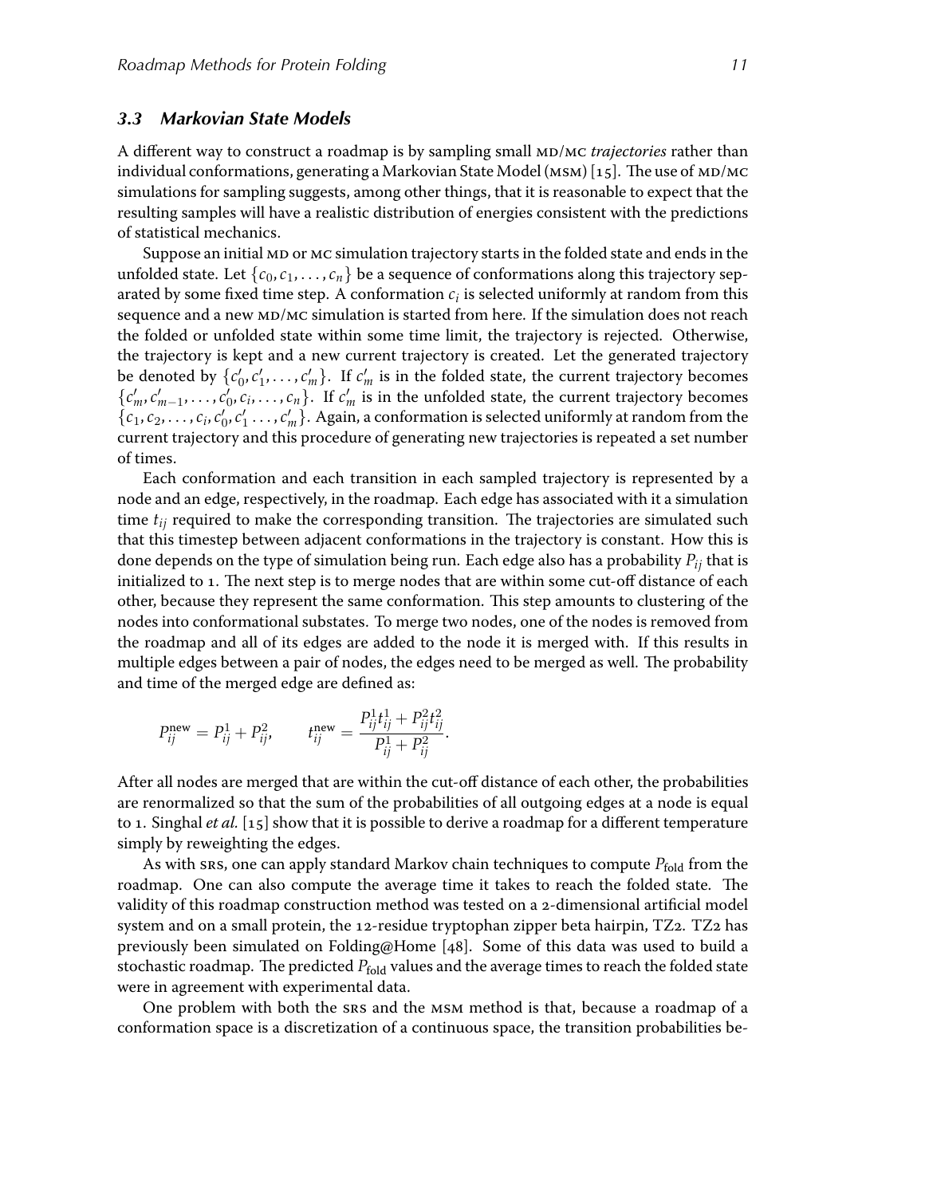### 3.3 Markovian State Models

A different way to construct a roadmap is by sampling small MD/MC *trajectories* rather than individual conformations, generating a Markovian State Model (MSM) [15]. The use of MD/MC simulations for sampling suggests, among other things, that it is reasonable to expect that the resulting samples will have a realistic distribution of energies consistent with the predictions of statistical mechanics.

Suppose an initial MD or MC simulation trajectory starts in the folded state and ends in the unfolded state. Let $\{c_0, c_1, \ldots, c_n\}$ be a sequence of conformations along this trajectory separated by some fixed time step. A conformation $c_i$ is selected uniformly at random from this sequence and a new MD/MC simulation is started from here. If the simulation does not reach the folded or unfolded state within some time limit, the trajectory is rejected. Otherwise, the trajectory is kept and a new current trajectory is created. Let the generated trajectory be denoted by $\{c'_0, c'_1, \ldots, c'_m\}$. If $c'_m$ is in the folded state, the current trajectory becomes $\{c'_m, c'_{m-1}, \ldots, c'_0, c_i, \ldots, c_n\}$. If $c'_m$ is in the unfolded state, the current trajectory becomes $\{c_1, c_2, \ldots, c_i, c'_0, c'_1 \ldots, c'_m\}$. Again, a conformation is selected uniformly at random from the current trajectory and this procedure of generating new trajectories is repeated a set number of times.

Each conformation and each transition in each sampled trajectory is represented by a node and an edge, respectively, in the roadmap. Each edge has associated with it a simulation time $t_{ij}$ required to make the corresponding transition. The trajectories are simulated such that this timestep between adjacent conformations in the trajectory is constant. How this is done depends on the type of simulation being run. Each edge also has a probability $P_{ij}$ that is initialized to 1. The next step is to merge nodes that are within some cut-off distance of each other, because they represent the same conformation. This step amounts to clustering of the nodes into conformational substates. To merge two nodes, one of the nodes is removed from the roadmap and all of its edges are added to the node it is merged with. If this results in multiple edges between a pair of nodes, the edges need to be merged as well. The probability and time of the merged edge are defined as:

$$P_{ij}^{\text{new}} = P_{ij}^1 + P_{ij}^2, \qquad t_{ij}^{\text{new}} = \frac{P_{ij}^1 t_{ij}^1 + P_{ij}^2 t_{ij}^2}{P_{ij}^1 + P_{ij}^2}.$$

After all nodes are merged that are within the cut-off distance of each other, the probabilities are renormalized so that the sum of the probabilities of all outgoing edges at a node is equal to 1. Singhal *et al.* [15] show that it is possible to derive a roadmap for a different temperature simply by reweighting the edges.

As with SRS, one can apply standard Markov chain techniques to compute $P_{\text{fold}}$ from the roadmap. One can also compute the average time it takes to reach the folded state. The validity of this roadmap construction method was tested on a 2-dimensional artificial model system and on a small protein, the 12-residue tryptophan zipper beta hairpin, TZ2. TZ2 has previously been simulated on Folding@Home [48]. Some of this data was used to build a stochastic roadmap. The predicted $P_{\text{fold}}$ values and the average times to reach the folded state were in agreement with experimental data.

One problem with both the SRS and the MSM method is that, because a roadmap of a conformation space is a discretization of a continuous space, the transition probabilities be-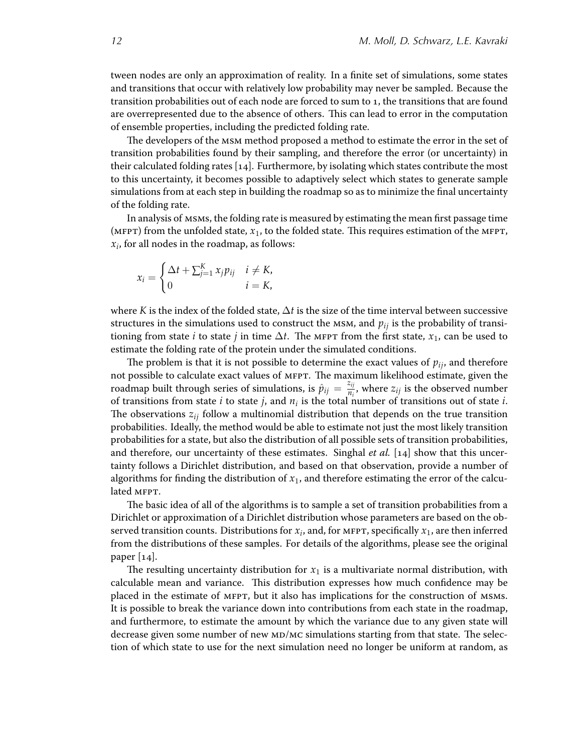tween nodes are only an approximation of reality. In a finite set of simulations, some states and transitions that occur with relatively low probability may never be sampled. Because the transition probabilities out of each node are forced to sum to 1, the transitions that are found are overrepresented due to the absence of others. This can lead to error in the computation of ensemble properties, including the predicted folding rate.

The developers of the MSM method proposed a method to estimate the error in the set of transition probabilities found by their sampling, and therefore the error (or uncertainty) in their calculated folding rates [14]. Furthermore, by isolating which states contribute the most to this uncertainty, it becomes possible to adaptively select which states to generate sample simulations from at each step in building the roadmap so as to minimize the final uncertainty of the folding rate.

In analysis of MSMs, the folding rate is measured by estimating the mean first passage time (MFPT) from the unfolded state, $x_1$, to the folded state. This requires estimation of the MFPT, $x_i$, for all nodes in the roadmap, as follows:

$$x_i = \begin{cases} \Delta t + \sum_{j=1}^{K} x_j p_{ij} & i \neq K, \\ 0 & i = K, \end{cases}$$

where $K$ is the index of the folded state, $\Delta t$ is the size of the time interval between successive structures in the simulations used to construct the MSM, and $p_{ij}$ is the probability of transitioning from state $i$ to state $j$ in time $\Delta t$. The MFPT from the first state, $x_1$, can be used to estimate the folding rate of the protein under the simulated conditions.

The problem is that it is not possible to determine the exact values of $p_{ij}$, and therefore not possible to calculate exact values of MFPT. The maximum likelihood estimate, given the roadmap built through series of simulations, is $\hat{p}_{ij} = \frac{z_{ij}}{n_i}$, where $z_{ij}$ is the observed number of transitions from state $i$ to state $j$, and $n_i$ is the total number of transitions out of state $i$. The observations $z_{ij}$ follow a multinomial distribution that depends on the true transition probabilities. Ideally, the method would be able to estimate not just the most likely transition probabilities for a state, but also the distribution of all possible sets of transition probabilities, and therefore, our uncertainty of these estimates. Singhal *et al.* [14] show that this uncertainty follows a Dirichlet distribution, and based on that observation, provide a number of algorithms for finding the distribution of $x_1$, and therefore estimating the error of the calculated MFPT.

The basic idea of all of the algorithms is to sample a set of transition probabilities from a Dirichlet or approximation of a Dirichlet distribution whose parameters are based on the observed transition counts. Distributions for $x_i$, and, for MFPT, specifically $x_1$, are then inferred from the distributions of these samples. For details of the algorithms, please see the original paper [14].

The resulting uncertainty distribution for $x_1$ is a multivariate normal distribution, with calculable mean and variance. This distribution expresses how much confidence may be placed in the estimate of MFPT, but it also has implications for the construction of MSMs. It is possible to break the variance down into contributions from each state in the roadmap, and furthermore, to estimate the amount by which the variance due to any given state will decrease given some number of new MD/MC simulations starting from that state. The selection of which state to use for the next simulation need no longer be uniform at random, as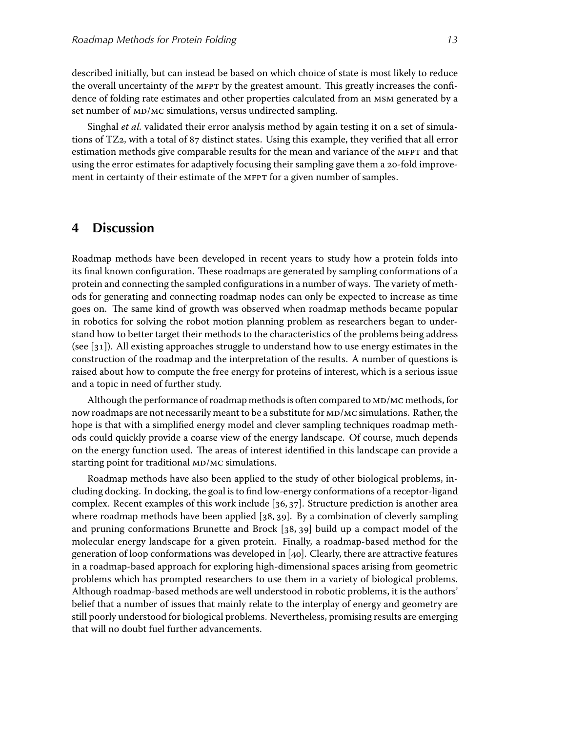described initially, but can instead be based on which choice of state is most likely to reduce the overall uncertainty of the MFPT by the greatest amount. This greatly increases the confidence of folding rate estimates and other properties calculated from an MSM generated by a set number of MD/MC simulations, versus undirected sampling.

Singhal *et al.* validated their error analysis method by again testing it on a set of simulations of TZ2, with a total of 87 distinct states. Using this example, they verified that all error estimation methods give comparable results for the mean and variance of the MFPT and that using the error estimates for adaptively focusing their sampling gave them a 20-fold improvement in certainty of their estimate of the MFPT for a given number of samples.

## 4 Discussion

Roadmap methods have been developed in recent years to study how a protein folds into its final known configuration. These roadmaps are generated by sampling conformations of a protein and connecting the sampled configurations in a number of ways. The variety of methods for generating and connecting roadmap nodes can only be expected to increase as time goes on. The same kind of growth was observed when roadmap methods became popular in robotics for solving the robot motion planning problem as researchers began to understand how to better target their methods to the characteristics of the problems being address (see [31]). All existing approaches struggle to understand how to use energy estimates in the construction of the roadmap and the interpretation of the results. A number of questions is raised about how to compute the free energy for proteins of interest, which is a serious issue and a topic in need of further study.

Although the performance of roadmap methods is often compared to MD/MC methods, for now roadmaps are not necessarily meant to be a substitute for MD/MC simulations. Rather, the hope is that with a simplified energy model and clever sampling techniques roadmap methods could quickly provide a coarse view of the energy landscape. Of course, much depends on the energy function used. The areas of interest identified in this landscape can provide a starting point for traditional MD/MC simulations.

Roadmap methods have also been applied to the study of other biological problems, including docking. In docking, the goal is to find low-energy conformations of a receptor-ligand complex. Recent examples of this work include [36, 37]. Structure prediction is another area where roadmap methods have been applied [38, 39]. By a combination of cleverly sampling and pruning conformations Brunette and Brock [38, 39] build up a compact model of the molecular energy landscape for a given protein. Finally, a roadmap-based method for the generation of loop conformations was developed in [40]. Clearly, there are attractive features in a roadmap-based approach for exploring high-dimensional spaces arising from geometric problems which has prompted researchers to use them in a variety of biological problems. Although roadmap-based methods are well understood in robotic problems, it is the authors' belief that a number of issues that mainly relate to the interplay of energy and geometry are still poorly understood for biological problems. Nevertheless, promising results are emerging that will no doubt fuel further advancements.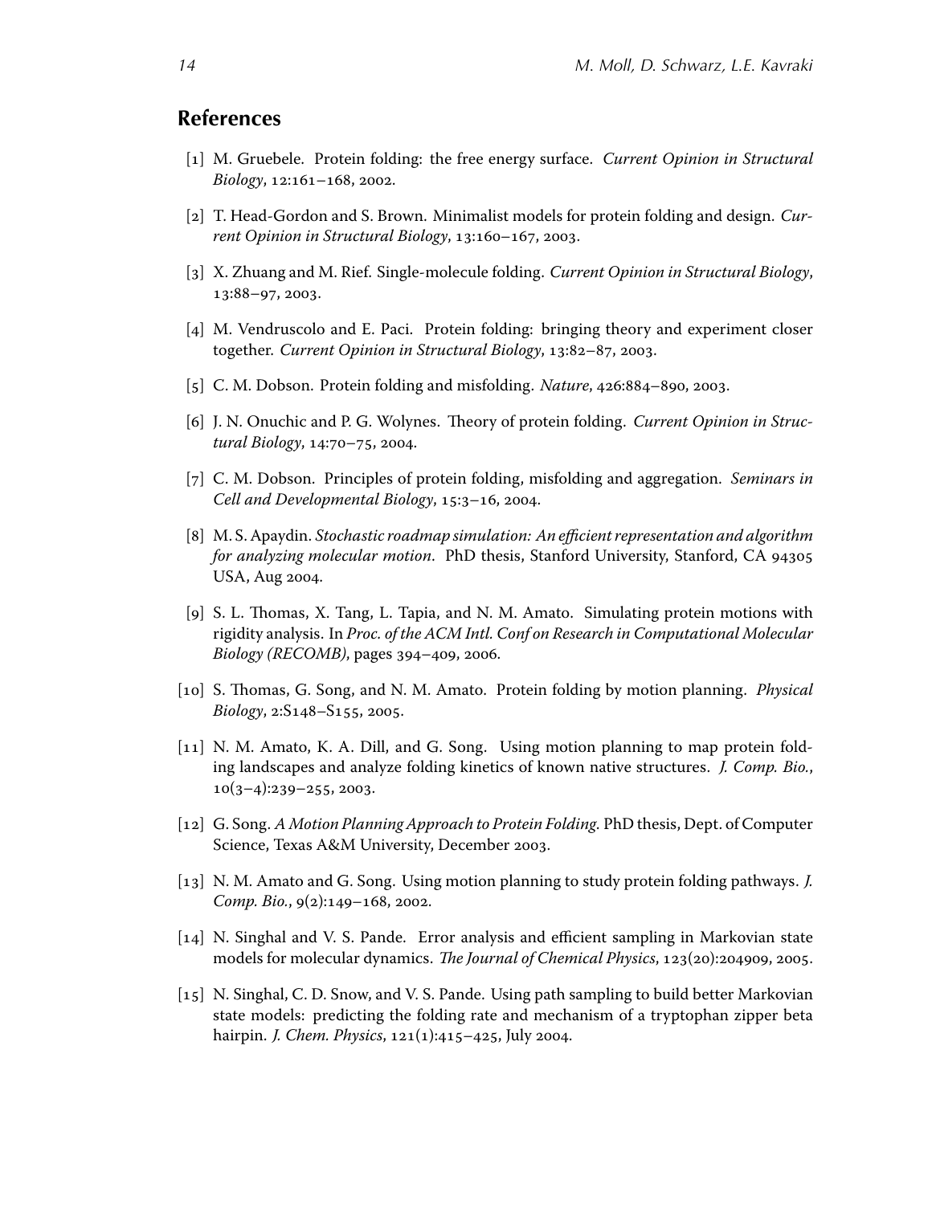## References

[1] M. Gruebele. Protein folding: the free energy surface. *Current Opinion in Structural Biology*, 12:161–168, 2002.

[2] T. Head-Gordon and S. Brown. Minimalist models for protein folding and design. *Current Opinion in Structural Biology*, 13:160–167, 2003.

[3] X. Zhuang and M. Rief. Single-molecule folding. *Current Opinion in Structural Biology*, 13:88–97, 2003.

[4] M. Vendruscolo and E. Paci. Protein folding: bringing theory and experiment closer together. *Current Opinion in Structural Biology*, 13:82–87, 2003.

[5] C. M. Dobson. Protein folding and misfolding. *Nature*, 426:884–890, 2003.

[6] J. N. Onuchic and P. G. Wolynes. Theory of protein folding. *Current Opinion in Structural Biology*, 14:70–75, 2004.

[7] C. M. Dobson. Principles of protein folding, misfolding and aggregation. *Seminars in Cell and Developmental Biology*, 15:3–16, 2004.

[8] M. S. Apaydin. *Stochastic roadmap simulation: An efficient representation and algorithm for analyzing molecular motion*. PhD thesis, Stanford University, Stanford, CA 94305 USA, Aug 2004.

[9] S. L. Thomas, X. Tang, L. Tapia, and N. M. Amato. Simulating protein motions with rigidity analysis. In *Proc. of the ACM Intl. Conf on Research in Computational Molecular Biology (RECOMB)*, pages 394–409, 2006.

[10] S. Thomas, G. Song, and N. M. Amato. Protein folding by motion planning. *Physical Biology*, 2:S148–S155, 2005.

[11] N. M. Amato, K. A. Dill, and G. Song. Using motion planning to map protein folding landscapes and analyze folding kinetics of known native structures. *J. Comp. Bio.*, 10(3–4):239–255, 2003.

[12] G. Song. *A Motion Planning Approach to Protein Folding*. PhD thesis, Dept. of Computer Science, Texas A&M University, December 2003.

[13] N. M. Amato and G. Song. Using motion planning to study protein folding pathways. *J. Comp. Bio.*, 9(2):149–168, 2002.

[14] N. Singhal and V. S. Pande. Error analysis and efficient sampling in Markovian state models for molecular dynamics. *The Journal of Chemical Physics*, 123(20):204909, 2005.

[15] N. Singhal, C. D. Snow, and V. S. Pande. Using path sampling to build better Markovian state models: predicting the folding rate and mechanism of a tryptophan zipper beta hairpin. *J. Chem. Physics*, 121(1):415–425, July 2004.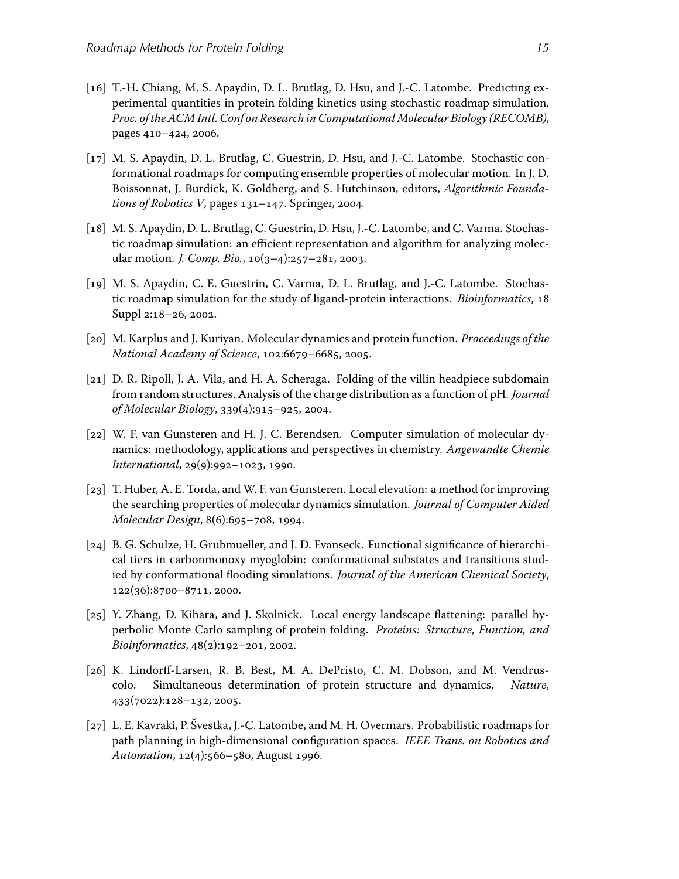[16] T.-H. Chiang, M. S. Apaydin, D. L. Brutlag, D. Hsu, and J.-C. Latombe. Predicting experimental quantities in protein folding kinetics using stochastic roadmap simulation. *Proc. of the ACM Intl. Conf on Research in Computational Molecular Biology (RECOMB)*, pages 410–424, 2006.

[17] M. S. Apaydin, D. L. Brutlag, C. Guestrin, D. Hsu, and J.-C. Latombe. Stochastic conformational roadmaps for computing ensemble properties of molecular motion. In J. D. Boissonnat, J. Burdick, K. Goldberg, and S. Hutchinson, editors, *Algorithmic Foundations of Robotics V*, pages 131–147. Springer, 2004.

[18] M. S. Apaydin, D. L. Brutlag, C. Guestrin, D. Hsu, J.-C. Latombe, and C. Varma. Stochastic roadmap simulation: an efficient representation and algorithm for analyzing molecular motion. *J. Comp. Bio.*, 10(3–4):257–281, 2003.

[19] M. S. Apaydin, C. E. Guestrin, C. Varma, D. L. Brutlag, and J.-C. Latombe. Stochastic roadmap simulation for the study of ligand-protein interactions. *Bioinformatics*, 18 Suppl 2:18–26, 2002.

[20] M. Karplus and J. Kuriyan. Molecular dynamics and protein function. *Proceedings of the National Academy of Science*, 102:6679–6685, 2005.

[21] D. R. Ripoll, J. A. Vila, and H. A. Scheraga. Folding of the villin headpiece subdomain from random structures. Analysis of the charge distribution as a function of pH. *Journal of Molecular Biology*, 339(4):915–925, 2004.

[22] W. F. van Gunsteren and H. J. C. Berendsen. Computer simulation of molecular dynamics: methodology, applications and perspectives in chemistry. *Angewandte Chemie International*, 29(9):992–1023, 1990.

[23] T. Huber, A. E. Torda, and W. F. van Gunsteren. Local elevation: a method for improving the searching properties of molecular dynamics simulation. *Journal of Computer Aided Molecular Design*, 8(6):695–708, 1994.

[24] B. G. Schulze, H. Grubmueller, and J. D. Evanseck. Functional significance of hierarchical tiers in carbonmonoxy myoglobin: conformational substates and transitions studied by conformational flooding simulations. *Journal of the American Chemical Society*, 122(36):8700–8711, 2000.

[25] Y. Zhang, D. Kihara, and J. Skolnick. Local energy landscape flattening: parallel hyperbolic Monte Carlo sampling of protein folding. *Proteins: Structure, Function, and Bioinformatics*, 48(2):192–201, 2002.

[26] K. Lindorff-Larsen, R. B. Best, M. A. DePristo, C. M. Dobson, and M. Vendruscolo. Simultaneous determination of protein structure and dynamics. *Nature*, 433(7022):128–132, 2005.

[27] L. E. Kavraki, P. Švestka, J.-C. Latombe, and M. H. Overmars. Probabilistic roadmaps for path planning in high-dimensional configuration spaces. *IEEE Trans. on Robotics and Automation*, 12(4):566–580, August 1996.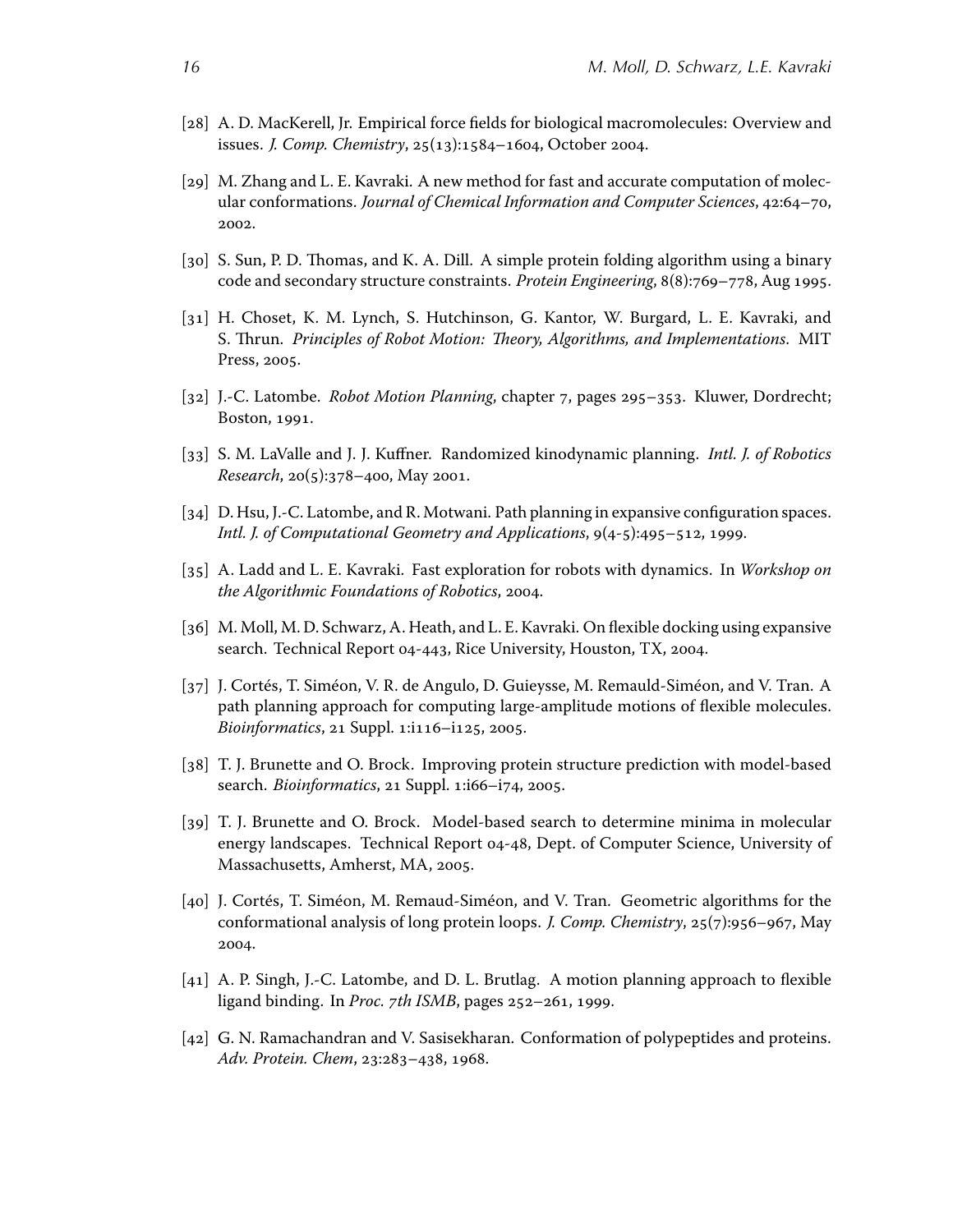[28] A. D. MacKerell, Jr. Empirical force fields for biological macromolecules: Overview and issues. *J. Comp. Chemistry*, 25(13):1584–1604, October 2004.

[29] M. Zhang and L. E. Kavraki. A new method for fast and accurate computation of molecular conformations. *Journal of Chemical Information and Computer Sciences*, 42:64–70, 2002.

[30] S. Sun, P. D. Thomas, and K. A. Dill. A simple protein folding algorithm using a binary code and secondary structure constraints. *Protein Engineering*, 8(8):769–778, Aug 1995.

[31] H. Choset, K. M. Lynch, S. Hutchinson, G. Kantor, W. Burgard, L. E. Kavraki, and S. Thrun. *Principles of Robot Motion: Theory, Algorithms, and Implementations.* MIT Press, 2005.

[32] J.-C. Latombe. *Robot Motion Planning*, chapter 7, pages 295–353. Kluwer, Dordrecht; Boston, 1991.

[33] S. M. LaValle and J. J. Kuffner. Randomized kinodynamic planning. *Intl. J. of Robotics Research*, 20(5):378–400, May 2001.

[34] D. Hsu, J.-C. Latombe, and R. Motwani. Path planning in expansive configuration spaces. *Intl. J. of Computational Geometry and Applications*, 9(4-5):495–512, 1999.

[35] A. Ladd and L. E. Kavraki. Fast exploration for robots with dynamics. In *Workshop on the Algorithmic Foundations of Robotics*, 2004.

[36] M. Moll, M. D. Schwarz, A. Heath, and L. E. Kavraki. On flexible docking using expansive search. Technical Report 04-443, Rice University, Houston, TX, 2004.

[37] J. Cortés, T. Siméon, V. R. de Angulo, D. Guieysse, M. Remauld-Siméon, and V. Tran. A path planning approach for computing large-amplitude motions of flexible molecules. *Bioinformatics*, 21 Suppl. 1:i116–i125, 2005.

[38] T. J. Brunette and O. Brock. Improving protein structure prediction with model-based search. *Bioinformatics*, 21 Suppl. 1:i66–i74, 2005.

[39] T. J. Brunette and O. Brock. Model-based search to determine minima in molecular energy landscapes. Technical Report 04-48, Dept. of Computer Science, University of Massachusetts, Amherst, MA, 2005.

[40] J. Cortés, T. Siméon, M. Remaud-Siméon, and V. Tran. Geometric algorithms for the conformational analysis of long protein loops. *J. Comp. Chemistry*, 25(7):956–967, May 2004.

[41] A. P. Singh, J.-C. Latombe, and D. L. Brutlag. A motion planning approach to flexible ligand binding. In *Proc. 7th ISMB*, pages 252–261, 1999.

[42] G. N. Ramachandran and V. Sasisekharan. Conformation of polypeptides and proteins. *Adv. Protein. Chem*, 23:283–438, 1968.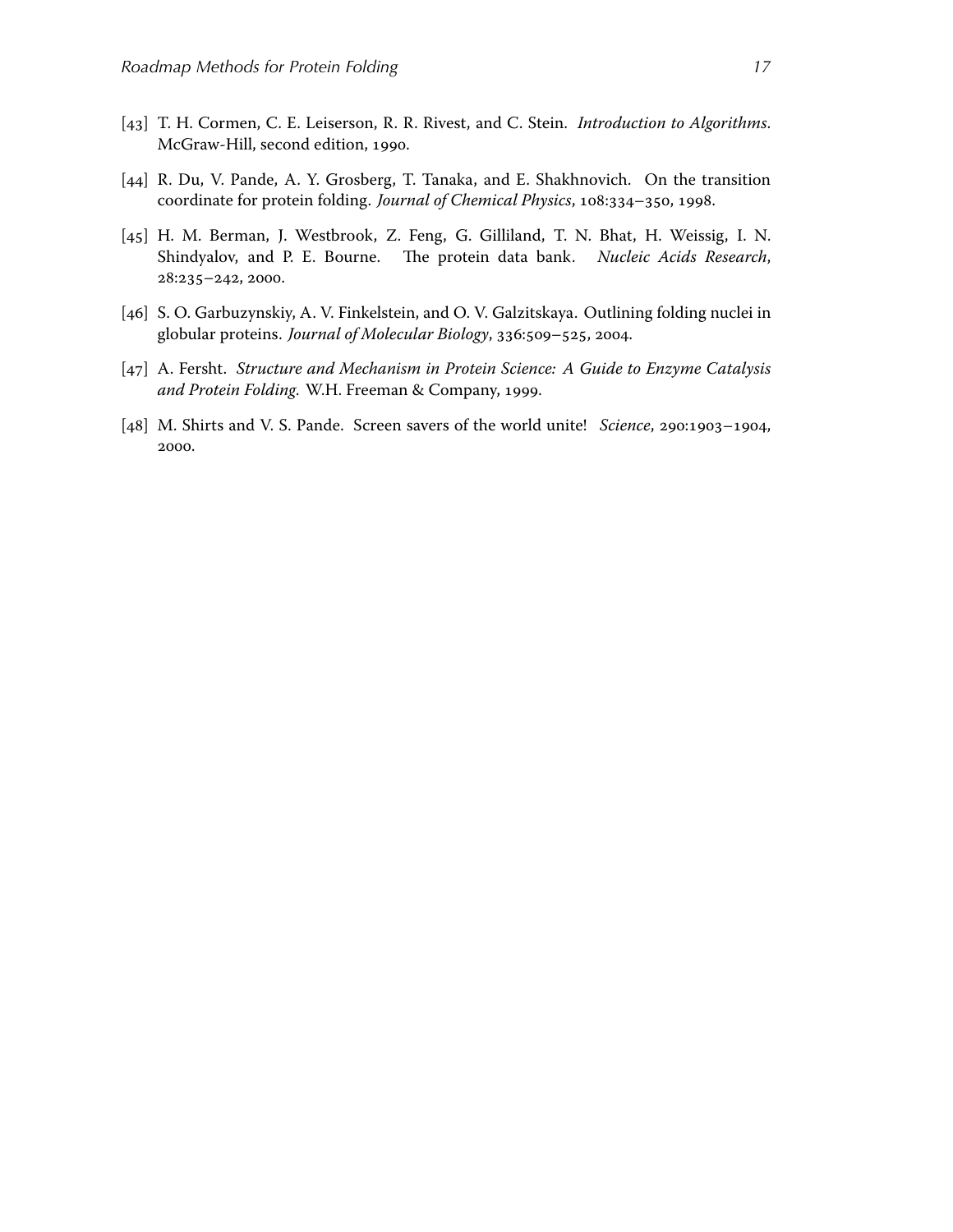[43] T. H. Cormen, C. E. Leiserson, R. R. Rivest, and C. Stein. *Introduction to Algorithms.* McGraw-Hill, second edition, 1990.

[44] R. Du, V. Pande, A. Y. Grosberg, T. Tanaka, and E. Shakhnovich. On the transition coordinate for protein folding. *Journal of Chemical Physics*, 108:334–350, 1998.

[45] H. M. Berman, J. Westbrook, Z. Feng, G. Gilliland, T. N. Bhat, H. Weissig, I. N. Shindyalov, and P. E. Bourne. The protein data bank. *Nucleic Acids Research*, 28:235–242, 2000.

[46] S. O. Garbuzynskiy, A. V. Finkelstein, and O. V. Galzitskaya. Outlining folding nuclei in globular proteins. *Journal of Molecular Biology*, 336:509–525, 2004.

[47] A. Fersht. *Structure and Mechanism in Protein Science: A Guide to Enzyme Catalysis and Protein Folding.* W.H. Freeman & Company, 1999.

[48] M. Shirts and V. S. Pande. Screen savers of the world unite! *Science*, 290:1903–1904, 2000.